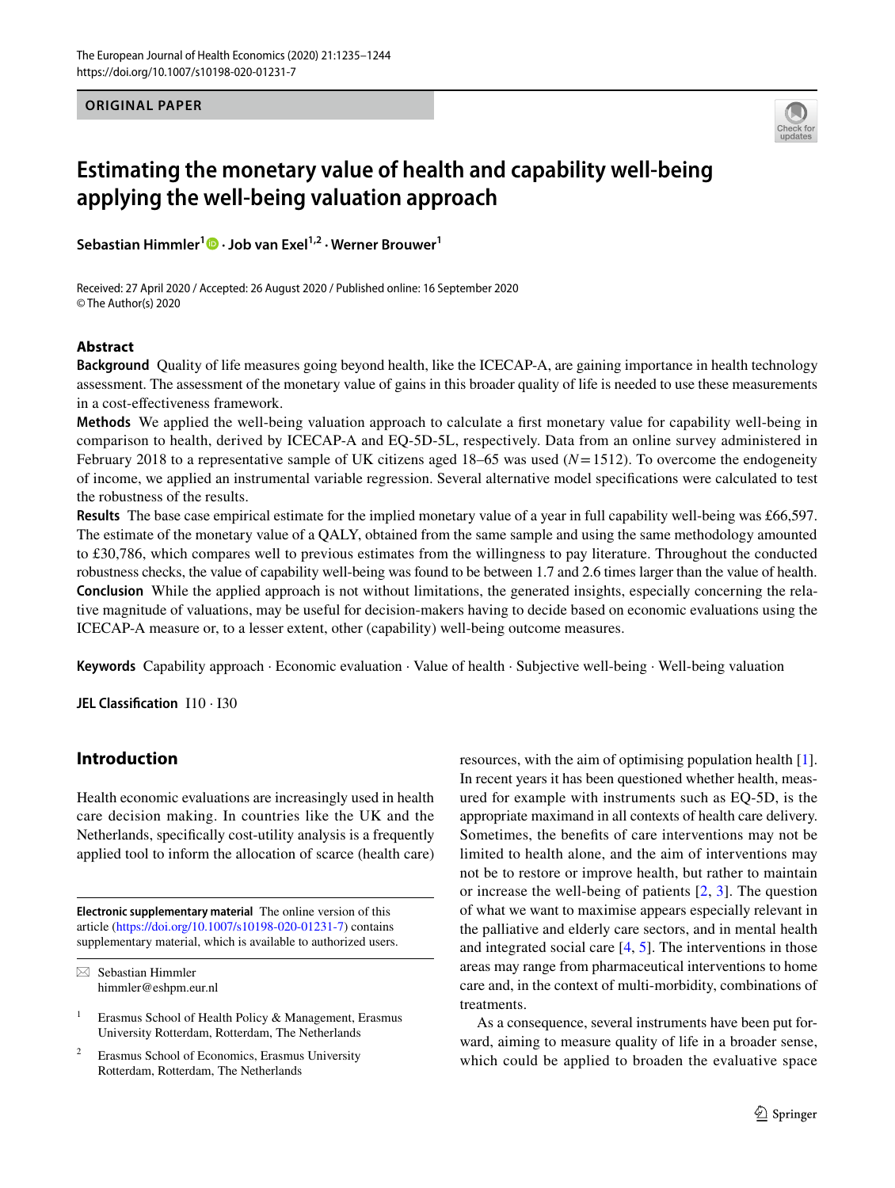ORIGINAL PAPER

# Estimating the monetary value of health and capability well-being applying the well-being valuation approach

**Sebastian Himmler[1] · Job van Exel[1,2] · Werner Brouwer[1]**

Received: 27 April 2020 / Accepted: 26 August 2020 / Published online: 16 September 2020
© The Author(s) 2020

## Abstract

**Background** Quality of life measures going beyond health, like the ICECAP-A, are gaining importance in health technology assessment. The assessment of the monetary value of gains in this broader quality of life is needed to use these measurements in a cost-effectiveness framework.

**Methods** We applied the well-being valuation approach to calculate a first monetary value for capability well-being in comparison to health, derived by ICECAP-A and EQ-5D-5L, respectively. Data from an online survey administered in February 2018 to a representative sample of UK citizens aged 18–65 was used ($N = 1512$). To overcome the endogeneity of income, we applied an instrumental variable regression. Several alternative model specifications were calculated to test the robustness of the results.

**Results** The base case empirical estimate for the implied monetary value of a year in full capability well-being was £66,597. The estimate of the monetary value of a QALY, obtained from the same sample and using the same methodology amounted to £30,786, which compares well to previous estimates from the willingness to pay literature. Throughout the conducted robustness checks, the value of capability well-being was found to be between 1.7 and 2.6 times larger than the value of health.

**Conclusion** While the applied approach is not without limitations, the generated insights, especially concerning the relative magnitude of valuations, may be useful for decision-makers having to decide based on economic evaluations using the ICECAP-A measure or, to a lesser extent, other (capability) well-being outcome measures.

**Keywords** Capability approach · Economic evaluation · Value of health · Subjective well-being · Well-being valuation

**JEL Classification** I10 · I30

## Introduction

Health economic evaluations are increasingly used in health care decision making. In countries like the UK and the Netherlands, specifically cost-utility analysis is a frequently applied tool to inform the allocation of scarce (health care) resources, with the aim of optimising population health [1]. In recent years it has been questioned whether health, measured for example with instruments such as EQ-5D, is the appropriate maximand in all contexts of health care delivery. Sometimes, the benefits of care interventions may not be limited to health alone, and the aim of interventions may not be to restore or improve health, but rather to maintain or increase the well-being of patients [2, 3]. The question of what we want to maximise appears especially relevant in the palliative and elderly care sectors, and in mental health and integrated social care [4, 5]. The interventions in those areas may range from pharmaceutical interventions to home care and, in the context of multi-morbidity, combinations of treatments.

As a consequence, several instruments have been put forward, aiming to measure quality of life in a broader sense, which could be applied to broaden the evaluative space

**Electronic supplementary material** The online version of this article (https://doi.org/10.1007/s10198-020-01231-7) contains supplementary material, which is available to authorized users.

✉ Sebastian Himmler
himmler@eshpm.eur.nl

[1] Erasmus School of Health Policy & Management, Erasmus University Rotterdam, Rotterdam, The Netherlands

[2] Erasmus School of Economics, Erasmus University Rotterdam, Rotterdam, The Netherlands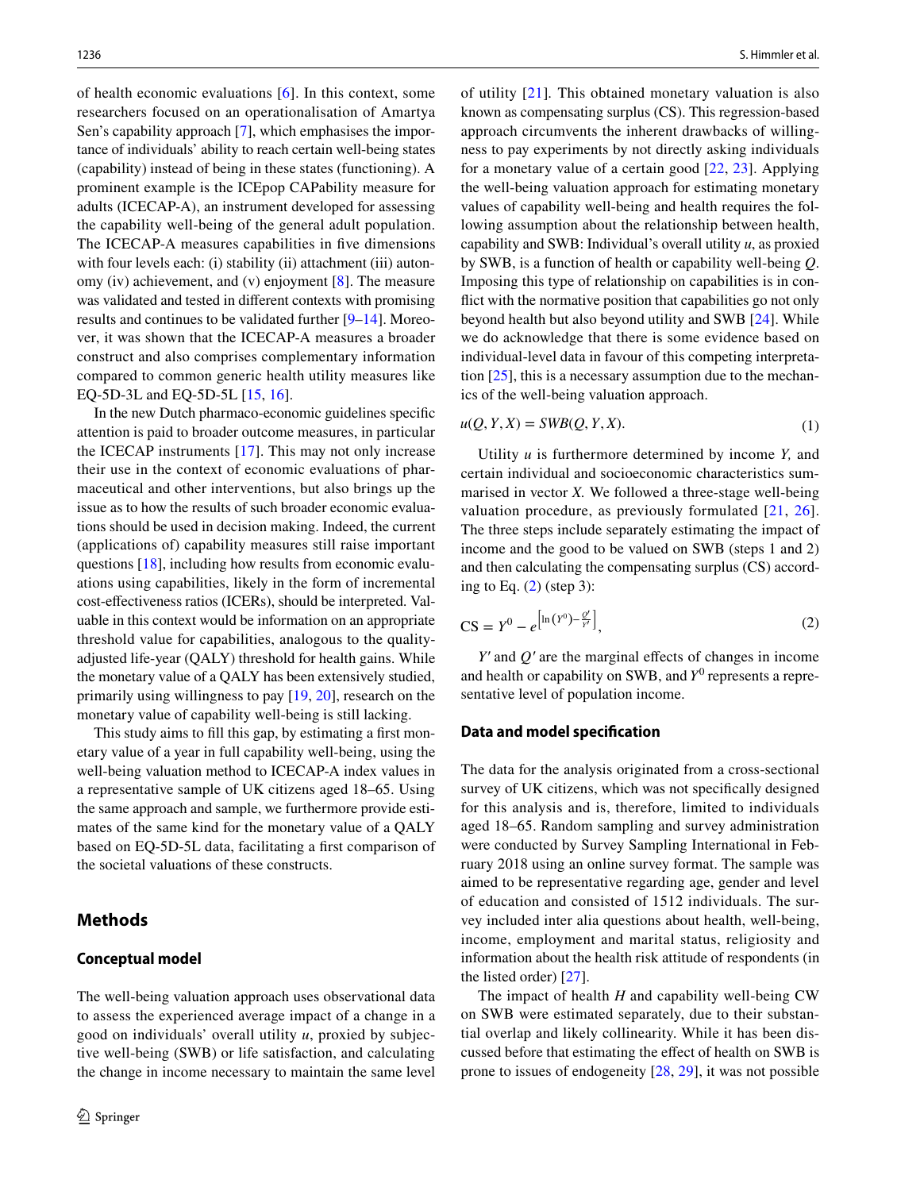of health economic evaluations [6]. In this context, some researchers focused on an operationalisation of Amartya Sen's capability approach [7], which emphasises the importance of individuals' ability to reach certain well-being states (capability) instead of being in these states (functioning). A prominent example is the ICEpop CAPability measure for adults (ICECAP-A), an instrument developed for assessing the capability well-being of the general adult population. The ICECAP-A measures capabilities in five dimensions with four levels each: (i) stability (ii) attachment (iii) autonomy (iv) achievement, and (v) enjoyment [8]. The measure was validated and tested in different contexts with promising results and continues to be validated further [9–14]. Moreover, it was shown that the ICECAP-A measures a broader construct and also comprises complementary information compared to common generic health utility measures like EQ-5D-3L and EQ-5D-5L [15, 16].

In the new Dutch pharmaco-economic guidelines specific attention is paid to broader outcome measures, in particular the ICECAP instruments [17]. This may not only increase their use in the context of economic evaluations of pharmaceutical and other interventions, but also brings up the issue as to how the results of such broader economic evaluations should be used in decision making. Indeed, the current (applications of) capability measures still raise important questions [18], including how results from economic evaluations using capabilities, likely in the form of incremental cost-effectiveness ratios (ICERs), should be interpreted. Valuable in this context would be information on an appropriate threshold value for capabilities, analogous to the quality-adjusted life-year (QALY) threshold for health gains. While the monetary value of a QALY has been extensively studied, primarily using willingness to pay [19, 20], research on the monetary value of capability well-being is still lacking.

This study aims to fill this gap, by estimating a first monetary value of a year in full capability well-being, using the well-being valuation method to ICECAP-A index values in a representative sample of UK citizens aged 18–65. Using the same approach and sample, we furthermore provide estimates of the same kind for the monetary value of a QALY based on EQ-5D-5L data, facilitating a first comparison of the societal valuations of these constructs.

## Methods

### Conceptual model

The well-being valuation approach uses observational data to assess the experienced average impact of a change in a good on individuals' overall utility *u*, proxied by subjective well-being (SWB) or life satisfaction, and calculating the change in income necessary to maintain the same level of utility [21]. This obtained monetary valuation is also known as compensating surplus (CS). This regression-based approach circumvents the inherent drawbacks of willingness to pay experiments by not directly asking individuals for a monetary value of a certain good [22, 23]. Applying the well-being valuation approach for estimating monetary values of capability well-being and health requires the following assumption about the relationship between health, capability and SWB: Individual's overall utility *u*, as proxied by SWB, is a function of health or capability well-being *Q*. Imposing this type of relationship on capabilities is in conflict with the normative position that capabilities go not only beyond health but also beyond utility and SWB [24]. While we do acknowledge that there is some evidence based on individual-level data in favour of this competing interpretation [25], this is a necessary assumption due to the mechanics of the well-being valuation approach.

$$u(Q, Y, X) = SWB(Q, Y, X). \tag{1}$$

Utility *u* is furthermore determined by income *Y*, and certain individual and socioeconomic characteristics summarised in vector *X*. We followed a three-stage well-being valuation procedure, as previously formulated [21, 26]. The three steps include separately estimating the impact of income and the good to be valued on SWB (steps 1 and 2) and then calculating the compensating surplus (CS) according to Eq. (2) (step 3):

$$\mathrm{CS} = Y^0 - e^{\left[\ln\left(Y^0\right) - \frac{Q'}{Y'}\right]}, \tag{2}$$

$Y'$ and $Q'$ are the marginal effects of changes in income and health or capability on SWB, and $Y^0$ represents a representative level of population income.

### Data and model specification

The data for the analysis originated from a cross-sectional survey of UK citizens, which was not specifically designed for this analysis and is, therefore, limited to individuals aged 18–65. Random sampling and survey administration were conducted by Survey Sampling International in February 2018 using an online survey format. The sample was aimed to be representative regarding age, gender and level of education and consisted of 1512 individuals. The survey included inter alia questions about health, well-being, income, employment and marital status, religiosity and information about the health risk attitude of respondents (in the listed order) [27].

The impact of health *H* and capability well-being CW on SWB were estimated separately, due to their substantial overlap and likely collinearity. While it has been discussed before that estimating the effect of health on SWB is prone to issues of endogeneity [28, 29], it was not possible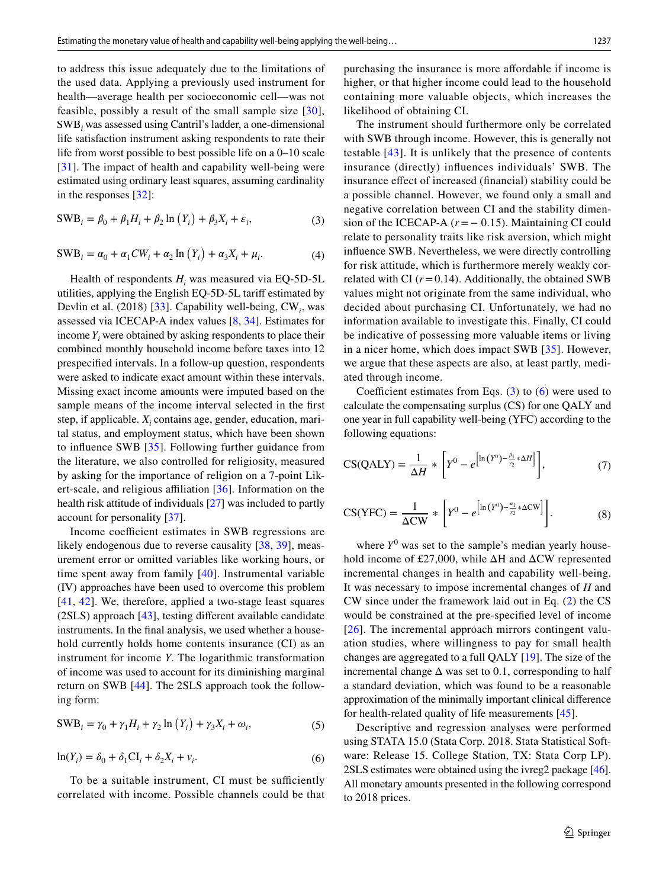to address this issue adequately due to the limitations of the used data. Applying a previously used instrument for health—average health per socioeconomic cell—was not feasible, possibly a result of the small sample size [30], $SWB_i$ was assessed using Cantril's ladder, a one-dimensional life satisfaction instrument asking respondents to rate their life from worst possible to best possible life on a 0–10 scale [31]. The impact of health and capability well-being were estimated using ordinary least squares, assuming cardinality in the responses [32]:

$$\mathrm{SWB}_i = \beta_0 + \beta_1 H_i + \beta_2 \ln\left(Y_i\right) + \beta_3 X_i + \varepsilon_i, \tag{3}$$

$$\mathrm{SWB}_i = \alpha_0 + \alpha_1 CW_i + \alpha_2 \ln\left(Y_i\right) + \alpha_3 X_i + \mu_i. \tag{4}$$

Health of respondents $H_i$ was measured via EQ-5D-5L utilities, applying the English EQ-5D-5L tariff estimated by Devlin et al. (2018) [33]. Capability well-being, $CW_i$, was assessed via ICECAP-A index values [8, 34]. Estimates for income $Y_i$ were obtained by asking respondents to place their combined monthly household income before taxes into 12 prespecified intervals. In a follow-up question, respondents were asked to indicate exact amount within these intervals. Missing exact income amounts were imputed based on the sample means of the income interval selected in the first step, if applicable. $X_i$ contains age, gender, education, marital status, and employment status, which have been shown to influence SWB [35]. Following further guidance from the literature, we also controlled for religiosity, measured by asking for the importance of religion on a 7-point Likert-scale, and religious affiliation [36]. Information on the health risk attitude of individuals [27] was included to partly account for personality [37].

Income coefficient estimates in SWB regressions are likely endogenous due to reverse causality [38, 39], measurement error or omitted variables like working hours, or time spent away from family [40]. Instrumental variable (IV) approaches have been used to overcome this problem [41, 42]. We, therefore, applied a two-stage least squares (2SLS) approach [43], testing different available candidate instruments. In the final analysis, we used whether a household currently holds home contents insurance (CI) as an instrument for income $Y$. The logarithmic transformation of income was used to account for its diminishing marginal return on SWB [44]. The 2SLS approach took the following form:

$$\mathrm{SWB}_i = \gamma_0 + \gamma_1 H_i + \gamma_2 \ln\left(Y_i\right) + \gamma_3 X_i + \omega_i, \tag{5}$$

$$\ln(Y_i) = \delta_0 + \delta_1 \mathrm{CI}_i + \delta_2 X_i + v_i. \tag{6}$$

To be a suitable instrument, CI must be sufficiently correlated with income. Possible channels could be that purchasing the insurance is more affordable if income is higher, or that higher income could lead to the household containing more valuable objects, which increases the likelihood of obtaining CI.

The instrument should furthermore only be correlated with SWB through income. However, this is generally not testable [43]. It is unlikely that the presence of contents insurance (directly) influences individuals' SWB. The insurance effect of increased (financial) stability could be a possible channel. However, we found only a small and negative correlation between CI and the stability dimension of the ICECAP-A ($r = -0.15$). Maintaining CI could relate to personality traits like risk aversion, which might influence SWB. Nevertheless, we were directly controlling for risk attitude, which is furthermore merely weakly correlated with CI ($r = 0.14$). Additionally, the obtained SWB values might not originate from the same individual, who decided about purchasing CI. Unfortunately, we had no information available to investigate this. Finally, CI could be indicative of possessing more valuable items or living in a nicer home, which does impact SWB [35]. However, we argue that these aspects are also, at least partly, mediated through income.

Coefficient estimates from Eqs. (3) to (6) were used to calculate the compensating surplus (CS) for one QALY and one year in full capability well-being (YFC) according to the following equations:

$$\mathrm{CS(QALY)} = \frac{1}{\Delta H} * \left[ Y^0 - e^{\left[\ln\left(Y^0\right) - \frac{\beta_1}{\gamma_2} * \Delta H\right]} \right], \tag{7}$$

$$\mathrm{CS(YFC)} = \frac{1}{\Delta \mathrm{CW}} * \left[ Y^0 - e^{\left[\ln\left(Y^0\right) - \frac{\alpha_1}{\gamma_2} * \Delta \mathrm{CW}\right]} \right]. \tag{8}$$

where $Y^0$ was set to the sample's median yearly household income of £27,000, while ΔH and ΔCW represented incremental changes in health and capability well-being. It was necessary to impose incremental changes of $H$ and CW since under the framework laid out in Eq. (2) the CS would be constrained at the pre-specified level of income [26]. The incremental approach mirrors contingent valuation studies, where willingness to pay for small health changes are aggregated to a full QALY [19]. The size of the incremental change Δ was set to 0.1, corresponding to half a standard deviation, which was found to be a reasonable approximation of the minimally important clinical difference for health-related quality of life measurements [45].

Descriptive and regression analyses were performed using STATA 15.0 (Stata Corp. 2018. Stata Statistical Software: Release 15. College Station, TX: Stata Corp LP). 2SLS estimates were obtained using the ivreg2 package [46]. All monetary amounts presented in the following correspond to 2018 prices.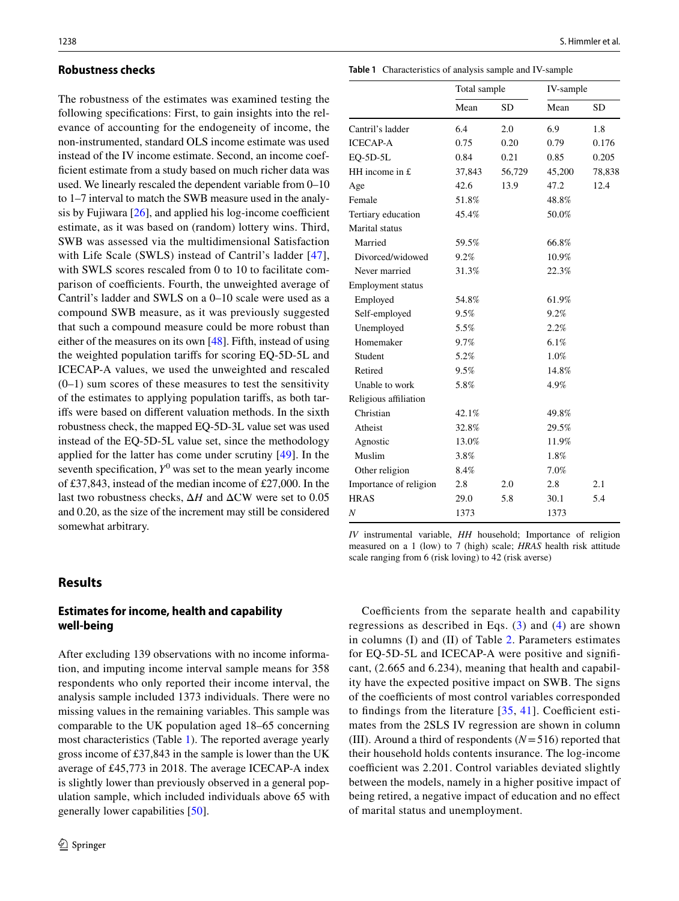### Robustness checks

The robustness of the estimates was examined testing the following specifications: First, to gain insights into the relevance of accounting for the endogeneity of income, the non-instrumented, standard OLS income estimate was used instead of the IV income estimate. Second, an income coefficient estimate from a study based on much richer data was used. We linearly rescaled the dependent variable from 0–10 to 1–7 interval to match the SWB measure used in the analysis by Fujiwara [26], and applied his log-income coefficient estimate, as it was based on (random) lottery wins. Third, SWB was assessed via the multidimensional Satisfaction with Life Scale (SWLS) instead of Cantril's ladder [47], with SWLS scores rescaled from 0 to 10 to facilitate comparison of coefficients. Fourth, the unweighted average of Cantril's ladder and SWLS on a 0–10 scale were used as a compound SWB measure, as it was previously suggested that such a compound measure could be more robust than either of the measures on its own [48]. Fifth, instead of using the weighted population tariffs for scoring EQ-5D-5L and ICECAP-A values, we used the unweighted and rescaled (0–1) sum scores of these measures to test the sensitivity of the estimates to applying population tariffs, as both tariffs were based on different valuation methods. In the sixth robustness check, the mapped EQ-5D-3L value set was used instead of the EQ-5D-5L value set, since the methodology applied for the latter has come under scrutiny [49]. In the seventh specification, $Y^0$ was set to the mean yearly income of £37,843, instead of the median income of £27,000. In the last two robustness checks, $\Delta H$ and $\Delta \text{CW}$ were set to 0.05 and 0.20, as the size of the increment may still be considered somewhat arbitrary.

**Table 1** Characteristics of analysis sample and IV-sample

| | Total sample | | IV-sample | |
|---|---|---|---|---|
| | Mean | SD | Mean | SD |
| Cantril's ladder | 6.4 | 2.0 | 6.9 | 1.8 |
| ICECAP-A | 0.75 | 0.20 | 0.79 | 0.176 |
| EQ-5D-5L | 0.84 | 0.21 | 0.85 | 0.205 |
| HH income in £ | 37,843 | 56,729 | 45,200 | 78,838 |
| Age | 42.6 | 13.9 | 47.2 | 12.4 |
| Female | 51.8% | | 48.8% | |
| Tertiary education | 45.4% | | 50.0% | |
| Marital status | | | | |
| Married | 59.5% | | 66.8% | |
| Divorced/widowed | 9.2% | | 10.9% | |
| Never married | 31.3% | | 22.3% | |
| Employment status | | | | |
| Employed | 54.8% | | 61.9% | |
| Self-employed | 9.5% | | 9.2% | |
| Unemployed | 5.5% | | 2.2% | |
| Homemaker | 9.7% | | 6.1% | |
| Student | 5.2% | | 1.0% | |
| Retired | 9.5% | | 14.8% | |
| Unable to work | 5.8% | | 4.9% | |
| Religious affiliation | | | | |
| Christian | 42.1% | | 49.8% | |
| Atheist | 32.8% | | 29.5% | |
| Agnostic | 13.0% | | 11.9% | |
| Muslim | 3.8% | | 1.8% | |
| Other religion | 8.4% | | 7.0% | |
| Importance of religion | 2.8 | 2.0 | 2.8 | 2.1 |
| HRAS | 29.0 | 5.8 | 30.1 | 5.4 |
| *N* | 1373 | | 1373 | |

*IV* instrumental variable, *HH* household; Importance of religion measured on a 1 (low) to 7 (high) scale; *HRAS* health risk attitude scale ranging from 6 (risk loving) to 42 (risk averse)

## Results

### Estimates for income, health and capability well-being

After excluding 139 observations with no income information, and imputing income interval sample means for 358 respondents who only reported their income interval, the analysis sample included 1373 individuals. There were no missing values in the remaining variables. This sample was comparable to the UK population aged 18–65 concerning most characteristics (Table 1). The reported average yearly gross income of £37,843 in the sample is lower than the UK average of £45,773 in 2018. The average ICECAP-A index is slightly lower than previously observed in a general population sample, which included individuals above 65 with generally lower capabilities [50].

Coefficients from the separate health and capability regressions as described in Eqs. (3) and (4) are shown in columns (I) and (II) of Table 2. Parameters estimates for EQ-5D-5L and ICECAP-A were positive and significant, (2.665 and 6.234), meaning that health and capability have the expected positive impact on SWB. The signs of the coefficients of most control variables corresponded to findings from the literature [35, 41]. Coefficient estimates from the 2SLS IV regression are shown in column (III). Around a third of respondents ($N = 516$) reported that their household holds contents insurance. The log-income coefficient was 2.201. Control variables deviated slightly between the models, namely in a higher positive impact of being retired, a negative impact of education and no effect of marital status and unemployment.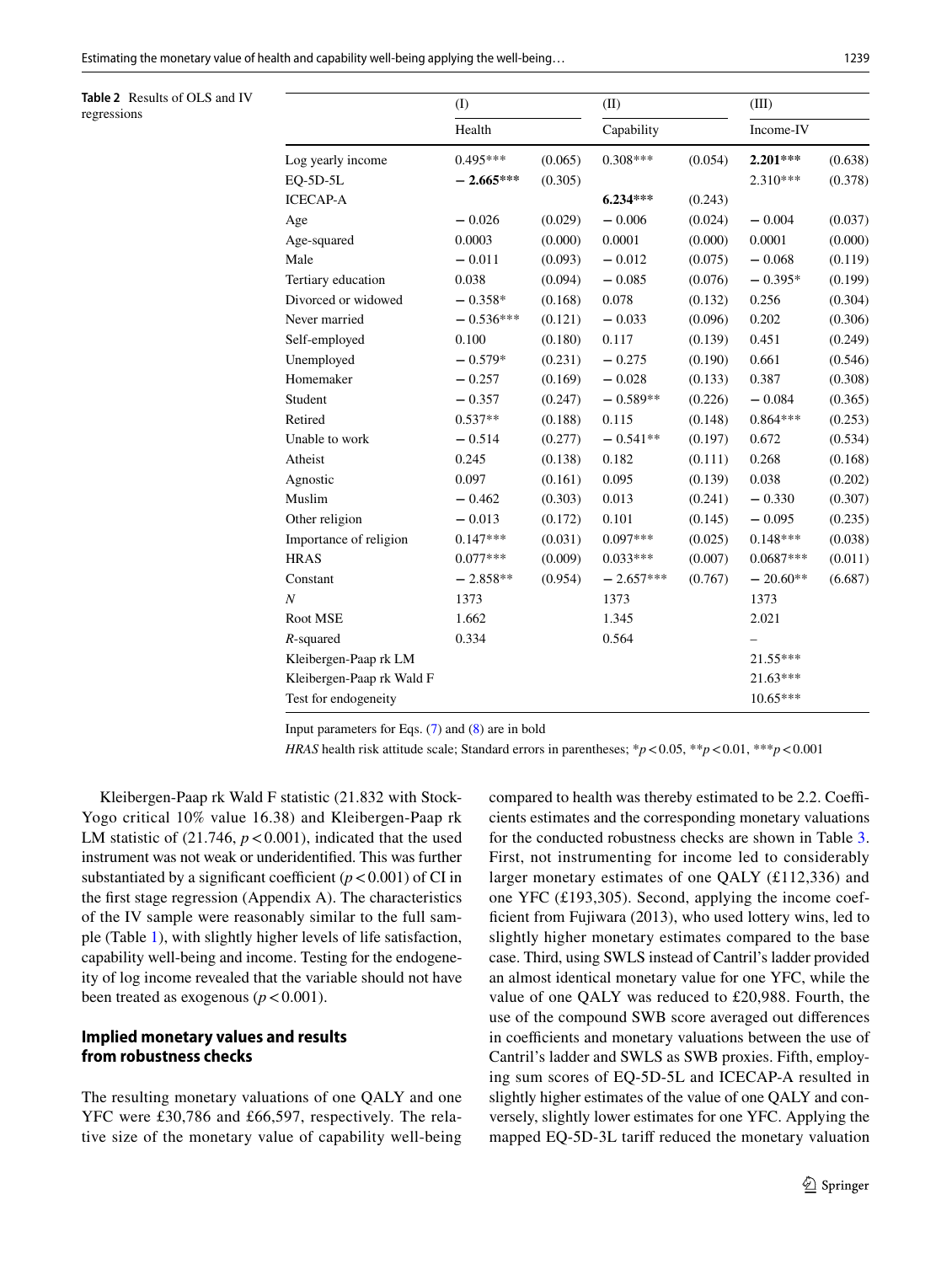**Table 2** Results of OLS and IV regressions

| | (I) | | (II) | | (III) | |
|---|---|---|---|---|---|---|
| | Health | | Capability | | Income-IV | |
| Log yearly income | 0.495*** | (0.065) | 0.308*** | (0.054) | **2.201*** ** | (0.638) |
| EQ-5D-5L | **− 2.665*** ** | (0.305) | | | 2.310*** | (0.378) |
| ICECAP-A | | | **6.234*** ** | (0.243) | | |
| Age | − 0.026 | (0.029) | − 0.006 | (0.024) | − 0.004 | (0.037) |
| Age-squared | 0.0003 | (0.000) | 0.0001 | (0.000) | 0.0001 | (0.000) |
| Male | − 0.011 | (0.093) | − 0.012 | (0.075) | − 0.068 | (0.119) |
| Tertiary education | 0.038 | (0.094) | − 0.085 | (0.076) | − 0.395* | (0.199) |
| Divorced or widowed | − 0.358* | (0.168) | 0.078 | (0.132) | 0.256 | (0.304) |
| Never married | − 0.536*** | (0.121) | − 0.033 | (0.096) | 0.202 | (0.306) |
| Self-employed | 0.100 | (0.180) | 0.117 | (0.139) | 0.451 | (0.249) |
| Unemployed | − 0.579* | (0.231) | − 0.275 | (0.190) | 0.661 | (0.546) |
| Homemaker | − 0.257 | (0.169) | − 0.028 | (0.133) | 0.387 | (0.308) |
| Student | − 0.357 | (0.247) | − 0.589** | (0.226) | − 0.084 | (0.365) |
| Retired | 0.537** | (0.188) | 0.115 | (0.148) | 0.864*** | (0.253) |
| Unable to work | − 0.514 | (0.277) | − 0.541** | (0.197) | 0.672 | (0.534) |
| Atheist | 0.245 | (0.138) | 0.182 | (0.111) | 0.268 | (0.168) |
| Agnostic | 0.097 | (0.161) | 0.095 | (0.139) | 0.038 | (0.202) |
| Muslim | − 0.462 | (0.303) | 0.013 | (0.241) | − 0.330 | (0.307) |
| Other religion | − 0.013 | (0.172) | 0.101 | (0.145) | − 0.095 | (0.235) |
| Importance of religion | 0.147*** | (0.031) | 0.097*** | (0.025) | 0.148*** | (0.038) |
| HRAS | 0.077*** | (0.009) | 0.033*** | (0.007) | 0.0687*** | (0.011) |
| Constant | − 2.858** | (0.954) | − 2.657*** | (0.767) | − 20.60** | (6.687) |
| *N* | 1373 | | 1373 | | 1373 | |
| Root MSE | 1.662 | | 1.345 | | 2.021 | |
| *R*-squared | 0.334 | | 0.564 | | – | |
| Kleibergen-Paap rk LM | | | | | 21.55*** | |
| Kleibergen-Paap rk Wald F | | | | | 21.63*** | |
| Test for endogeneity | | | | | 10.65*** | |

Input parameters for Eqs. (7) and (8) are in bold

*HRAS* health risk attitude scale; Standard errors in parentheses; *$p < 0.05$, **$p < 0.01$, ***$p < 0.001$

Kleibergen-Paap rk Wald F statistic (21.832 with Stock-Yogo critical 10% value 16.38) and Kleibergen-Paap rk LM statistic of (21.746, $p < 0.001$), indicated that the used instrument was not weak or underidentified. This was further substantiated by a significant coefficient ($p < 0.001$) of CI in the first stage regression (Appendix A). The characteristics of the IV sample were reasonably similar to the full sample (Table 1), with slightly higher levels of life satisfaction, capability well-being and income. Testing for the endogeneity of log income revealed that the variable should not have been treated as exogenous ($p < 0.001$).

## Implied monetary values and results from robustness checks

The resulting monetary valuations of one QALY and one YFC were £30,786 and £66,597, respectively. The relative size of the monetary value of capability well-being compared to health was thereby estimated to be 2.2. Coefficients estimates and the corresponding monetary valuations for the conducted robustness checks are shown in Table 3. First, not instrumenting for income led to considerably larger monetary estimates of one QALY (£112,336) and one YFC (£193,305). Second, applying the income coefficient from Fujiwara (2013), who used lottery wins, led to slightly higher monetary estimates compared to the base case. Third, using SWLS instead of Cantril's ladder provided an almost identical monetary value for one YFC, while the value of one QALY was reduced to £20,988. Fourth, the use of the compound SWB score averaged out differences in coefficients and monetary valuations between the use of Cantril's ladder and SWLS as SWB proxies. Fifth, employing sum scores of EQ-5D-5L and ICECAP-A resulted in slightly higher estimates of the value of one QALY and conversely, slightly lower estimates for one YFC. Applying the mapped EQ-5D-3L tariff reduced the monetary valuation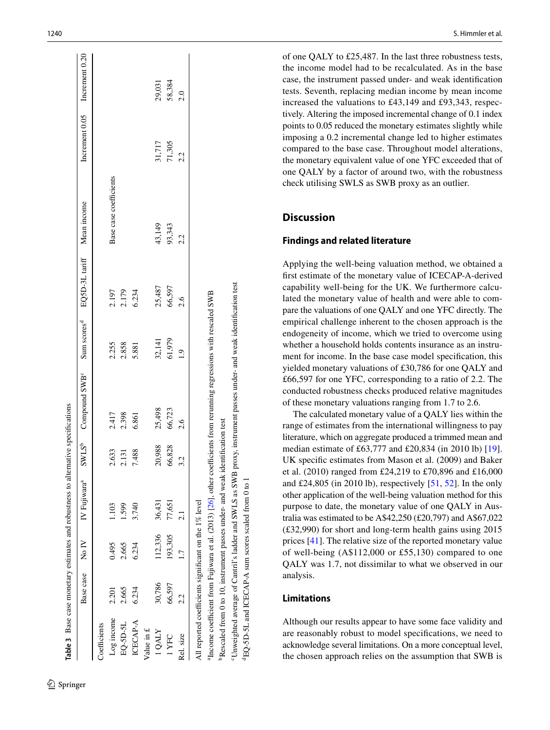**Table 3** Base case monetary estimates and robustness to alternative specifications

| | Base case | No IV | IV Fujiwara[a] | SWLS[b] | Compound SWB[c] | Sum scores[d] | EQ5D-3L tariff | Mean income | Increment 0.05 | Increment 0.20 |
|---|---|---|---|---|---|---|---|---|---|---|
| Coefficients | | | | | | | | | | |
| Log income | 2.201 | 0.495 | 1.103 | 2.633 | 2.417 | 2.255 | 2.197 | Base case coefficients | | |
| EQ-5D-5L | 2.665 | 2.665 | 1.599 | 2.131 | 2.398 | 2.858 | 2.179 | | | |
| ICECAP-A | 6.234 | 6.234 | 3.740 | 7.488 | 6.861 | 5.881 | 6.234 | | | |
| Value in £ | | | | | | | | | | |
| 1 QALY | 30,786 | 112,336 | 36,431 | 20,988 | 25,498 | 32,141 | 25,487 | 43,149 | 31,717 | 29,031 |
| 1 YFC | 66,597 | 193,305 | 77,651 | 66,828 | 66,723 | 61,979 | 66,597 | 93,343 | 71,305 | 58,384 |
| Rel. size | 2.2 | 1.7 | 2.1 | 3.2 | 2.6 | 1.9 | 2.6 | 2.2 | 2.2 | 2.0 |

All reported coefficients significant on the 1% level

[a]Income coefficient from Fujiwara et al. (2013) [26], other coefficients from rerunning regressions with rescaled SWB

[b]Rescaled from 0 to 10, instrument passes under- and weak identification test

[c]Unweighted average of Cantril's ladder and SWLS as SWB proxy, instrument passes under- and weak identification test

[d]EQ-5D-5L and ICECAP-A sum scores scaled from 0 to 1

of one QALY to £25,487. In the last three robustness tests, the income model had to be recalculated. As in the base case, the instrument passed under- and weak identification tests. Seventh, replacing median income by mean income increased the valuations to £43,149 and £93,343, respectively. Altering the imposed incremental change of 0.1 index points to 0.05 reduced the monetary estimates slightly while imposing a 0.2 incremental change led to higher estimates compared to the base case. Throughout model alterations, the monetary equivalent value of one YFC exceeded that of one QALY by a factor of around two, with the robustness check utilising SWLS as SWB proxy as an outlier.

## Discussion

### Findings and related literature

Applying the well-being valuation method, we obtained a first estimate of the monetary value of ICECAP-A-derived capability well-being for the UK. We furthermore calculated the monetary value of health and were able to compare the valuations of one QALY and one YFC directly. The empirical challenge inherent to the chosen approach is the endogeneity of income, which we tried to overcome using whether a household holds contents insurance as an instrument for income. In the base case model specification, this yielded monetary valuations of £30,786 for one QALY and £66,597 for one YFC, corresponding to a ratio of 2.2. The conducted robustness checks produced relative magnitudes of these monetary valuations ranging from 1.7 to 2.6.

The calculated monetary value of a QALY lies within the range of estimates from the international willingness to pay literature, which on aggregate produced a trimmed mean and median estimate of £63,777 and £20,834 (in 2010 lb) [19]. UK specific estimates from Mason et al. (2009) and Baker et al. (2010) ranged from £24,219 to £70,896 and £16,000 and £24,805 (in 2010 lb), respectively [51, 52]. In the only other application of the well-being valuation method for this purpose to date, the monetary value of one QALY in Australia was estimated to be A$42,250 (£20,797) and A$67,022 (£32,990) for short and long-term health gains using 2015 prices [41]. The relative size of the reported monetary value of well-being (A$112,000 or £55,130) compared to one QALY was 1.7, not dissimilar to what we observed in our analysis.

### Limitations

Although our results appear to have some face validity and are reasonably robust to model specifications, we need to acknowledge several limitations. On a more conceptual level, the chosen approach relies on the assumption that SWB is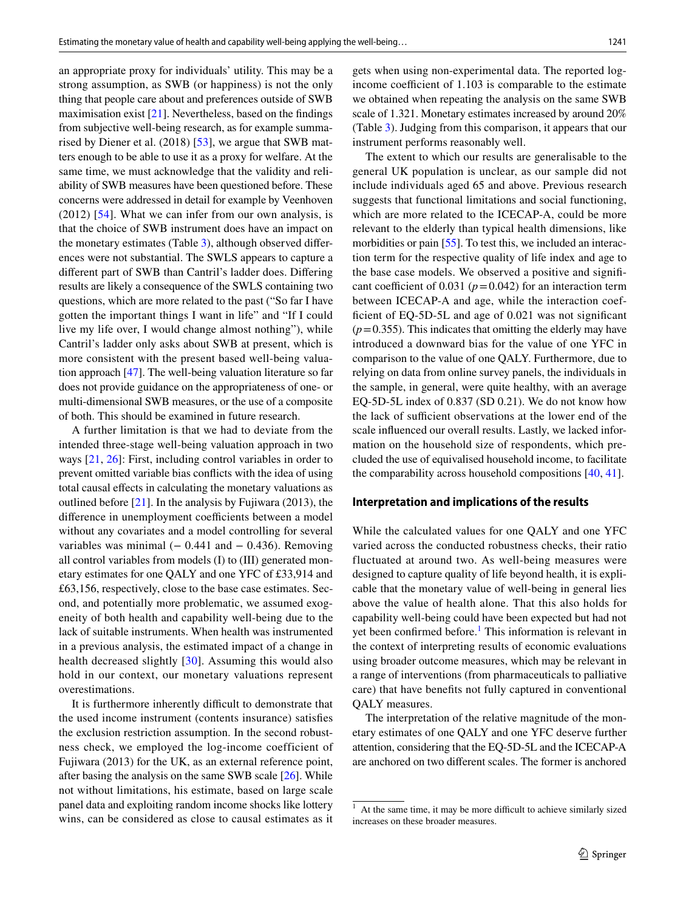an appropriate proxy for individuals' utility. This may be a strong assumption, as SWB (or happiness) is not the only thing that people care about and preferences outside of SWB maximisation exist [21]. Nevertheless, based on the findings from subjective well-being research, as for example summarised by Diener et al. (2018) [53], we argue that SWB matters enough to be able to use it as a proxy for welfare. At the same time, we must acknowledge that the validity and reliability of SWB measures have been questioned before. These concerns were addressed in detail for example by Veenhoven (2012) [54]. What we can infer from our own analysis, is that the choice of SWB instrument does have an impact on the monetary estimates (Table 3), although observed differences were not substantial. The SWLS appears to capture a different part of SWB than Cantril's ladder does. Differing results are likely a consequence of the SWLS containing two questions, which are more related to the past ("So far I have gotten the important things I want in life" and "If I could live my life over, I would change almost nothing"), while Cantril's ladder only asks about SWB at present, which is more consistent with the present based well-being valuation approach [47]. The well-being valuation literature so far does not provide guidance on the appropriateness of one- or multi-dimensional SWB measures, or the use of a composite of both. This should be examined in future research.

A further limitation is that we had to deviate from the intended three-stage well-being valuation approach in two ways [21, 26]: First, including control variables in order to prevent omitted variable bias conflicts with the idea of using total causal effects in calculating the monetary valuations as outlined before [21]. In the analysis by Fujiwara (2013), the difference in unemployment coefficients between a model without any covariates and a model controlling for several variables was minimal (− 0.441 and − 0.436). Removing all control variables from models (I) to (III) generated monetary estimates for one QALY and one YFC of £33,914 and £63,156, respectively, close to the base case estimates. Second, and potentially more problematic, we assumed exogeneity of both health and capability well-being due to the lack of suitable instruments. When health was instrumented in a previous analysis, the estimated impact of a change in health decreased slightly [30]. Assuming this would also hold in our context, our monetary valuations represent overestimations.

It is furthermore inherently difficult to demonstrate that the used income instrument (contents insurance) satisfies the exclusion restriction assumption. In the second robustness check, we employed the log-income coefficient of Fujiwara (2013) for the UK, as an external reference point, after basing the analysis on the same SWB scale [26]. While not without limitations, his estimate, based on large scale panel data and exploiting random income shocks like lottery wins, can be considered as close to causal estimates as it gets when using non-experimental data. The reported log-income coefficient of 1.103 is comparable to the estimate we obtained when repeating the analysis on the same SWB scale of 1.321. Monetary estimates increased by around 20% (Table 3). Judging from this comparison, it appears that our instrument performs reasonably well.

The extent to which our results are generalisable to the general UK population is unclear, as our sample did not include individuals aged 65 and above. Previous research suggests that functional limitations and social functioning, which are more related to the ICECAP-A, could be more relevant to the elderly than typical health dimensions, like morbidities or pain [55]. To test this, we included an interaction term for the respective quality of life index and age to the base case models. We observed a positive and significant coefficient of 0.031 ($p = 0.042$) for an interaction term between ICECAP-A and age, while the interaction coefficient of EQ-5D-5L and age of 0.021 was not significant ($p = 0.355$). This indicates that omitting the elderly may have introduced a downward bias for the value of one YFC in comparison to the value of one QALY. Furthermore, due to relying on data from online survey panels, the individuals in the sample, in general, were quite healthy, with an average EQ-5D-5L index of 0.837 (SD 0.21). We do not know how the lack of sufficient observations at the lower end of the scale influenced our overall results. Lastly, we lacked information on the household size of respondents, which precluded the use of equivalised household income, to facilitate the comparability across household compositions [40, 41].

### Interpretation and implications of the results

While the calculated values for one QALY and one YFC varied across the conducted robustness checks, their ratio fluctuated at around two. As well-being measures were designed to capture quality of life beyond health, it is explicable that the monetary value of well-being in general lies above the value of health alone. That this also holds for capability well-being could have been expected but had not yet been confirmed before.[1] This information is relevant in the context of interpreting results of economic evaluations using broader outcome measures, which may be relevant in a range of interventions (from pharmaceuticals to palliative care) that have benefits not fully captured in conventional QALY measures.

The interpretation of the relative magnitude of the monetary estimates of one QALY and one YFC deserve further attention, considering that the EQ-5D-5L and the ICECAP-A are anchored on two different scales. The former is anchored

[1] At the same time, it may be more difficult to achieve similarly sized increases on these broader measures.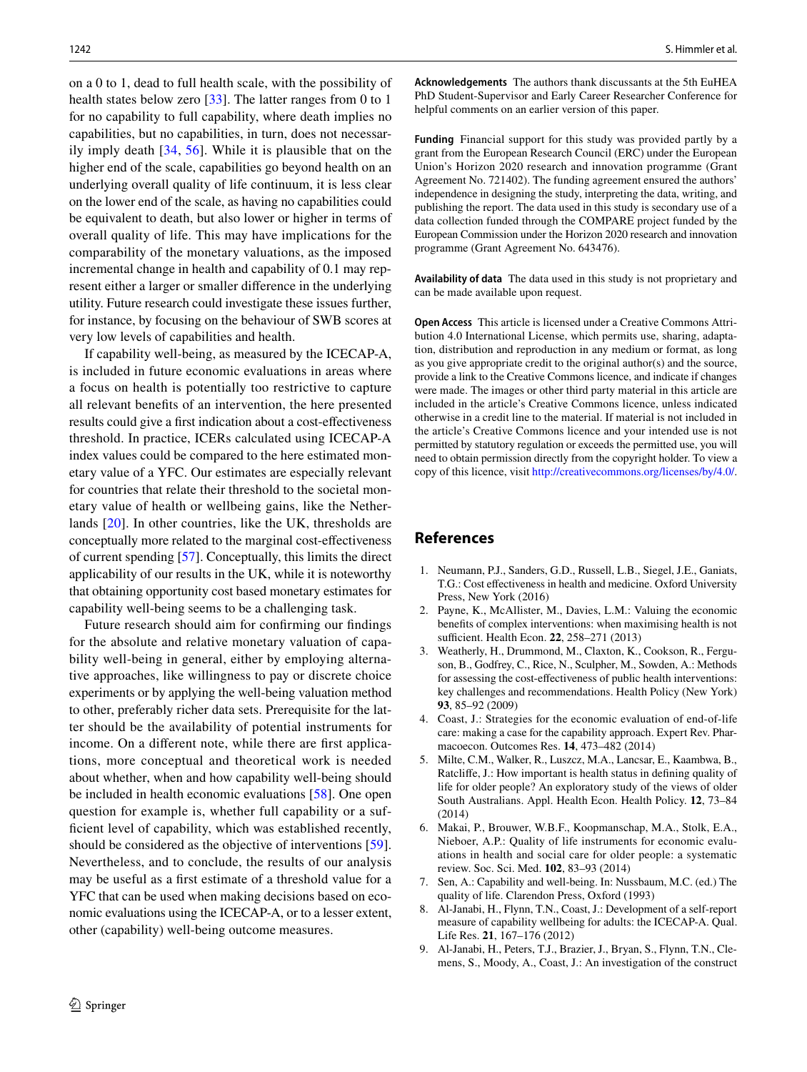on a 0 to 1, dead to full health scale, with the possibility of health states below zero [33]. The latter ranges from 0 to 1 for no capability to full capability, where death implies no capabilities, but no capabilities, in turn, does not necessarily imply death [34, 56]. While it is plausible that on the higher end of the scale, capabilities go beyond health on an underlying overall quality of life continuum, it is less clear on the lower end of the scale, as having no capabilities could be equivalent to death, but also lower or higher in terms of overall quality of life. This may have implications for the comparability of the monetary valuations, as the imposed incremental change in health and capability of 0.1 may represent either a larger or smaller difference in the underlying utility. Future research could investigate these issues further, for instance, by focusing on the behaviour of SWB scores at very low levels of capabilities and health.

If capability well-being, as measured by the ICECAP-A, is included in future economic evaluations in areas where a focus on health is potentially too restrictive to capture all relevant benefits of an intervention, the here presented results could give a first indication about a cost-effectiveness threshold. In practice, ICERs calculated using ICECAP-A index values could be compared to the here estimated monetary value of a YFC. Our estimates are especially relevant for countries that relate their threshold to the societal monetary value of health or wellbeing gains, like the Netherlands [20]. In other countries, like the UK, thresholds are conceptually more related to the marginal cost-effectiveness of current spending [57]. Conceptually, this limits the direct applicability of our results in the UK, while it is noteworthy that obtaining opportunity cost based monetary estimates for capability well-being seems to be a challenging task.

Future research should aim for confirming our findings for the absolute and relative monetary valuation of capability well-being in general, either by employing alternative approaches, like willingness to pay or discrete choice experiments or by applying the well-being valuation method to other, preferably richer data sets. Prerequisite for the latter should be the availability of potential instruments for income. On a different note, while there are first applications, more conceptual and theoretical work is needed about whether, when and how capability well-being should be included in health economic evaluations [58]. One open question for example is, whether full capability or a sufficient level of capability, which was established recently, should be considered as the objective of interventions [59]. Nevertheless, and to conclude, the results of our analysis may be useful as a first estimate of a threshold value for a YFC that can be used when making decisions based on economic evaluations using the ICECAP-A, or to a lesser extent, other (capability) well-being outcome measures.

**Acknowledgements** The authors thank discussants at the 5th EuHEA PhD Student-Supervisor and Early Career Researcher Conference for helpful comments on an earlier version of this paper.

**Funding** Financial support for this study was provided partly by a grant from the European Research Council (ERC) under the European Union's Horizon 2020 research and innovation programme (Grant Agreement No. 721402). The funding agreement ensured the authors' independence in designing the study, interpreting the data, writing, and publishing the report. The data used in this study is secondary use of a data collection funded through the COMPARE project funded by the European Commission under the Horizon 2020 research and innovation programme (Grant Agreement No. 643476).

**Availability of data** The data used in this study is not proprietary and can be made available upon request.

**Open Access** This article is licensed under a Creative Commons Attribution 4.0 International License, which permits use, sharing, adaptation, distribution and reproduction in any medium or format, as long as you give appropriate credit to the original author(s) and the source, provide a link to the Creative Commons licence, and indicate if changes were made. The images or other third party material in this article are included in the article's Creative Commons licence, unless indicated otherwise in a credit line to the material. If material is not included in the article's Creative Commons licence and your intended use is not permitted by statutory regulation or exceeds the permitted use, you will need to obtain permission directly from the copyright holder. To view a copy of this licence, visit http://creativecommons.org/licenses/by/4.0/.

## References

1. Neumann, P.J., Sanders, G.D., Russell, L.B., Siegel, J.E., Ganiats, T.G.: Cost effectiveness in health and medicine. Oxford University Press, New York (2016)
2. Payne, K., McAllister, M., Davies, L.M.: Valuing the economic benefits of complex interventions: when maximising health is not sufficient. Health Econ. **22**, 258–271 (2013)
3. Weatherly, H., Drummond, M., Claxton, K., Cookson, R., Ferguson, B., Godfrey, C., Rice, N., Sculpher, M., Sowden, A.: Methods for assessing the cost-effectiveness of public health interventions: key challenges and recommendations. Health Policy (New York) **93**, 85–92 (2009)
4. Coast, J.: Strategies for the economic evaluation of end-of-life care: making a case for the capability approach. Expert Rev. Pharmacoecon. Outcomes Res. **14**, 473–482 (2014)
5. Milte, C.M., Walker, R., Luszcz, M.A., Lancsar, E., Kaambwa, B., Ratcliffe, J.: How important is health status in defining quality of life for older people? An exploratory study of the views of older South Australians. Appl. Health Econ. Health Policy. **12**, 73–84 (2014)
6. Makai, P., Brouwer, W.B.F., Koopmanschap, M.A., Stolk, E.A., Nieboer, A.P.: Quality of life instruments for economic evaluations in health and social care for older people: a systematic review. Soc. Sci. Med. **102**, 83–93 (2014)
7. Sen, A.: Capability and well-being. In: Nussbaum, M.C. (ed.) The quality of life. Clarendon Press, Oxford (1993)
8. Al-Janabi, H., Flynn, T.N., Coast, J.: Development of a self-report measure of capability wellbeing for adults: the ICECAP-A. Qual. Life Res. **21**, 167–176 (2012)
9. Al-Janabi, H., Peters, T.J., Brazier, J., Bryan, S., Flynn, T.N., Clemens, S., Moody, A., Coast, J.: An investigation of the construct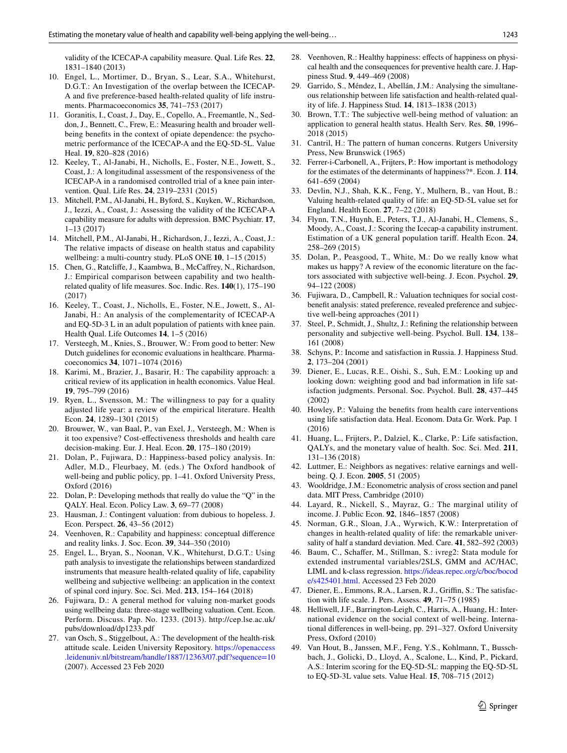validity of the ICECAP-A capability measure. Qual. Life Res. **22**, 1831–1840 (2013)

10. Engel, L., Mortimer, D., Bryan, S., Lear, S.A., Whitehurst, D.G.T.: An Investigation of the overlap between the ICECAP-A and five preference-based health-related quality of life instruments. Pharmacoeconomics **35**, 741–753 (2017)
11. Goranitis, I., Coast, J., Day, E., Copello, A., Freemantle, N., Seddon, J., Bennett, C., Frew, E.: Measuring health and broader well-being benefits in the context of opiate dependence: the psychometric performance of the ICECAP-A and the EQ-5D-5L. Value Heal. **19**, 820–828 (2016)
12. Keeley, T., Al-Janabi, H., Nicholls, E., Foster, N.E., Jowett, S., Coast, J.: A longitudinal assessment of the responsiveness of the ICECAP-A in a randomised controlled trial of a knee pain intervention. Qual. Life Res. **24**, 2319–2331 (2015)
13. Mitchell, P.M., Al-Janabi, H., Byford, S., Kuyken, W., Richardson, J., Iezzi, A., Coast, J.: Assessing the validity of the ICECAP-A capability measure for adults with depression. BMC Psychiatr. **17**, 1–13 (2017)
14. Mitchell, P.M., Al-Janabi, H., Richardson, J., Iezzi, A., Coast, J.: The relative impacts of disease on health status and capability wellbeing: a multi-country study. PLoS ONE **10**, 1–15 (2015)
15. Chen, G., Ratcliffe, J., Kaambwa, B., McCaffrey, N., Richardson, J.: Empirical comparison between capability and two health-related quality of life measures. Soc. Indic. Res. **140**(1), 175–190 (2017)
16. Keeley, T., Coast, J., Nicholls, E., Foster, N.E., Jowett, S., Al-Janabi, H.: An analysis of the complementarity of ICECAP-A and EQ-5D-3 L in an adult population of patients with knee pain. Health Qual. Life Outcomes **14**, 1–5 (2016)
17. Versteegh, M., Knies, S., Brouwer, W.: From good to better: New Dutch guidelines for economic evaluations in healthcare. Pharmacoeconomics **34**, 1071–1074 (2016)
18. Karimi, M., Brazier, J., Basarir, H.: The capability approach: a critical review of its application in health economics. Value Heal. **19**, 795–799 (2016)
19. Ryen, L., Svensson, M.: The willingness to pay for a quality adjusted life year: a review of the empirical literature. Health Econ. **24**, 1289–1301 (2015)
20. Brouwer, W., van Baal, P., van Exel, J., Versteegh, M.: When is it too expensive? Cost-effectiveness thresholds and health care decision-making. Eur. J. Heal. Econ. **20**, 175–180 (2019)
21. Dolan, P., Fujiwara, D.: Happiness-based policy analysis. In: Adler, M.D., Fleurbaey, M. (eds.) The Oxford handbook of well-being and public policy, pp. 1–41. Oxford University Press, Oxford (2016)
22. Dolan, P.: Developing methods that really do value the "Q" in the QALY. Heal. Econ. Policy Law. **3**, 69–77 (2008)
23. Hausman, J.: Contingent valuation: from dubious to hopeless. J. Econ. Perspect. **26**, 43–56 (2012)
24. Veenhoven, R.: Capability and happiness: conceptual difference and reality links. J. Soc. Econ. **39**, 344–350 (2010)
25. Engel, L., Bryan, S., Noonan, V.K., Whitehurst, D.G.T.: Using path analysis to investigate the relationships between standardized instruments that measure health-related quality of life, capability wellbeing and subjective wellbeing: an application in the context of spinal cord injury. Soc. Sci. Med. **213**, 154–164 (2018)
26. Fujiwara, D.: A general method for valuing non-market goods using wellbeing data: three-stage wellbeing valuation. Cent. Econ. Perform. Discuss. Pap. No. 1233. (2013). http://cep.lse.ac.uk/pubs/download/dp1233.pdf
27. van Osch, S., Stiggelbout, A.: The development of the health-risk attitude scale. Leiden University Repository. https://openaccess.leidenuniv.nl/bitstream/handle/1887/12363/07.pdf?sequence=10 (2007). Accessed 23 Feb 2020
28. Veenhoven, R.: Healthy happiness: effects of happiness on physical health and the consequences for preventive health care. J. Happiness Stud. **9**, 449–469 (2008)
29. Garrido, S., Méndez, I., Abellán, J.M.: Analysing the simultaneous relationship between life satisfaction and health-related quality of life. J. Happiness Stud. **14**, 1813–1838 (2013)
30. Brown, T.T.: The subjective well-being method of valuation: an application to general health status. Health Serv. Res. **50**, 1996–2018 (2015)
31. Cantril, H.: The pattern of human concerns. Rutgers University Press, New Brunswick (1965)
32. Ferrer-i-Carbonell, A., Frijters, P.: How important is methodology for the estimates of the determinants of happiness?*. Econ. J. **114**, 641–659 (2004)
33. Devlin, N.J., Shah, K.K., Feng, Y., Mulhern, B., van Hout, B.: Valuing health-related quality of life: an EQ-5D-5L value set for England. Health Econ. **27**, 7–22 (2018)
34. Flynn, T.N., Huynh, E., Peters, T.J., Al-Janabi, H., Clemens, S., Moody, A., Coast, J.: Scoring the Icecap-a capability instrument. Estimation of a UK general population tariff. Health Econ. **24**, 258–269 (2015)
35. Dolan, P., Peasgood, T., White, M.: Do we really know what makes us happy? A review of the economic literature on the factors associated with subjective well-being. J. Econ. Psychol. **29**, 94–122 (2008)
36. Fujiwara, D., Campbell, R.: Valuation techniques for social cost-benefit analysis: stated preference, revealed preference and subjective well-being approaches (2011)
37. Steel, P., Schmidt, J., Shultz, J.: Refining the relationship between personality and subjective well-being. Psychol. Bull. **134**, 138–161 (2008)
38. Schyns, P.: Income and satisfaction in Russia. J. Happiness Stud. **2**, 173–204 (2001)
39. Diener, E., Lucas, R.E., Oishi, S., Suh, E.M.: Looking up and looking down: weighting good and bad information in life satisfaction judgments. Personal. Soc. Psychol. Bull. **28**, 437–445 (2002)
40. Howley, P.: Valuing the benefits from health care interventions using life satisfaction data. Heal. Econom. Data Gr. Work. Pap. 1 (2016)
41. Huang, L., Frijters, P., Dalziel, K., Clarke, P.: Life satisfaction, QALYs, and the monetary value of health. Soc. Sci. Med. **211**, 131–136 (2018)
42. Luttmer, E.: Neighbors as negatives: relative earnings and well-being. Q. J. Econ. **2005**, 51 (2005)
43. Wooldridge, J.M.: Econometric analysis of cross section and panel data. MIT Press, Cambridge (2010)
44. Layard, R., Nickell, S., Mayraz, G.: The marginal utility of income. J. Public Econ. **92**, 1846–1857 (2008)
45. Norman, G.R., Sloan, J.A., Wyrwich, K.W.: Interpretation of changes in health-related quality of life: the remarkable universality of half a standard deviation. Med. Care. **41**, 582–592 (2003)
46. Baum, C., Schaffer, M., Stillman, S.: ivreg2: Stata module for extended instrumental variables/2SLS, GMM and AC/HAC, LIML and k-class regression. https://ideas.repec.org/c/boc/bocode/s425401.html. Accessed 23 Feb 2020
47. Diener, E., Emmons, R.A., Larsen, R.J., Griffin, S.: The satisfaction with life scale. J. Pers. Assess. **49**, 71–75 (1985)
48. Helliwell, J.F., Barrington-Leigh, C., Harris, A., Huang, H.: International evidence on the social context of well-being. International differences in well-being, pp. 291–327. Oxford University Press, Oxford (2010)
49. Van Hout, B., Janssen, M.F., Feng, Y.S., Kohlmann, T., Busschbach, J., Golicki, D., Lloyd, A., Scalone, L., Kind, P., Pickard, A.S.: Interim scoring for the EQ-5D-5L: mapping the EQ-5D-5L to EQ-5D-3L value sets. Value Heal. **15**, 708–715 (2012)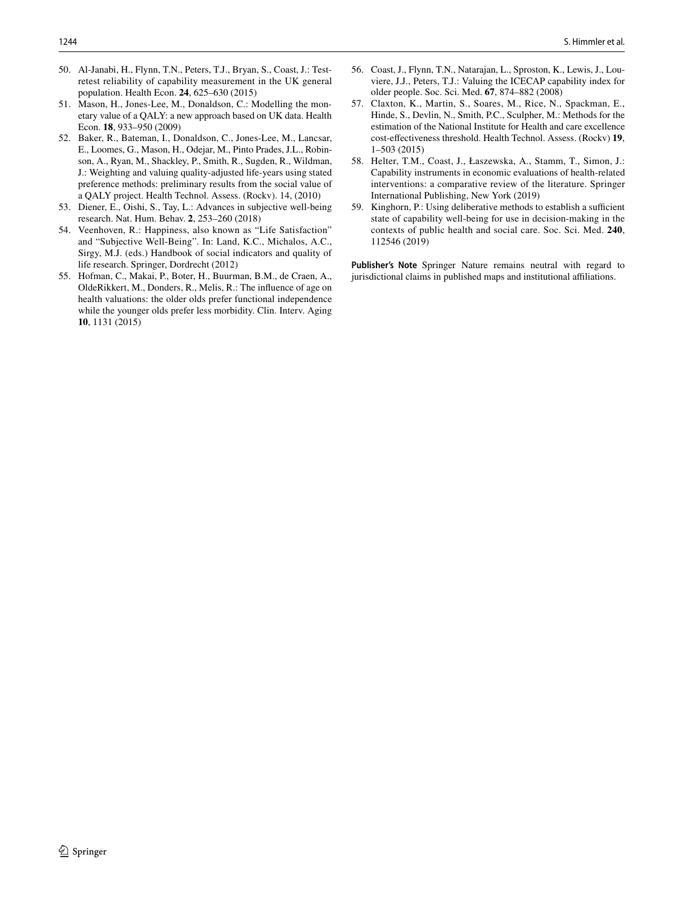50. Al-Janabi, H., Flynn, T.N., Peters, T.J., Bryan, S., Coast, J.: Test-retest reliability of capability measurement in the UK general population. Health Econ. **24**, 625–630 (2015)
51. Mason, H., Jones-Lee, M., Donaldson, C.: Modelling the monetary value of a QALY: a new approach based on UK data. Health Econ. **18**, 933–950 (2009)
52. Baker, R., Bateman, I., Donaldson, C., Jones-Lee, M., Lancsar, E., Loomes, G., Mason, H., Odejar, M., Pinto Prades, J.L., Robinson, A., Ryan, M., Shackley, P., Smith, R., Sugden, R., Wildman, J.: Weighting and valuing quality-adjusted life-years using stated preference methods: preliminary results from the social value of a QALY project. Health Technol. Assess. (Rockv). 14, (2010)
53. Diener, E., Oishi, S., Tay, L.: Advances in subjective well-being research. Nat. Hum. Behav. **2**, 253–260 (2018)
54. Veenhoven, R.: Happiness, also known as "Life Satisfaction" and "Subjective Well-Being". In: Land, K.C., Michalos, A.C., Sirgy, M.J. (eds.) Handbook of social indicators and quality of life research. Springer, Dordrecht (2012)
55. Hofman, C., Makai, P., Boter, H., Buurman, B.M., de Craen, A., OldeRikkert, M., Donders, R., Melis, R.: The influence of age on health valuations: the older olds prefer functional independence while the younger olds prefer less morbidity. Clin. Interv. Aging **10**, 1131 (2015)
56. Coast, J., Flynn, T.N., Natarajan, L., Sproston, K., Lewis, J., Louviere, J.J., Peters, T.J.: Valuing the ICECAP capability index for older people. Soc. Sci. Med. **67**, 874–882 (2008)
57. Claxton, K., Martin, S., Soares, M., Rice, N., Spackman, E., Hinde, S., Devlin, N., Smith, P.C., Sculpher, M.: Methods for the estimation of the National Institute for Health and care excellence cost-effectiveness threshold. Health Technol. Assess. (Rockv) **19**, 1–503 (2015)
58. Helter, T.M., Coast, J., Łaszewska, A., Stamm, T., Simon, J.: Capability instruments in economic evaluations of health-related interventions: a comparative review of the literature. Springer International Publishing, New York (2019)
59. Kinghorn, P.: Using deliberative methods to establish a sufficient state of capability well-being for use in decision-making in the contexts of public health and social care. Soc. Sci. Med. **240**, 112546 (2019)

**Publisher's Note** Springer Nature remains neutral with regard to jurisdictional claims in published maps and institutional affiliations.